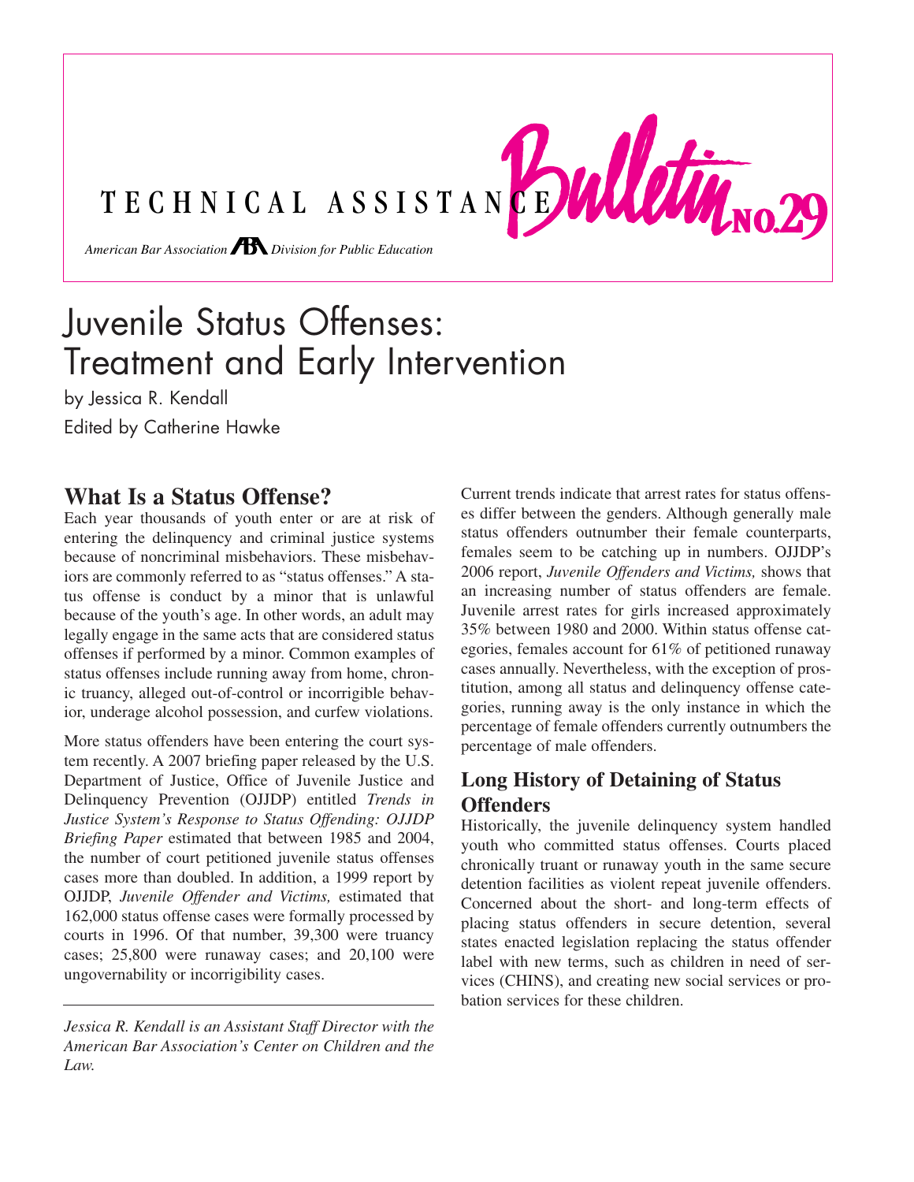TECHNICAL ASSISTANCE Bulletin NO.29

*American Bar Association Division for Public Education*

# Juvenile Status Offenses: Treatment and Early Intervention

by Jessica R. Kendall

Edited by Catherine Hawke

## What Is a Status Offense?

Each year thousands of youth enter or are at risk of entering the delinquency and criminal justice systems because of noncriminal misbehaviors. These misbehaviors are commonly referred to as "status offenses." A status offense is conduct by a minor that is unlawful because of the youth's age. In other words, an adult may legally engage in the same acts that are considered status offenses if performed by a minor. Common examples of status offenses include running away from home, chronic truancy, alleged out-of-control or incorrigible behavior, underage alcohol possession, and curfew violations.

More status offenders have been entering the court system recently. A 2007 briefing paper released by the U.S. Department of Justice, Office of Juvenile Justice and Delinquency Prevention (OJJDP) entitled *Trends in Justice System's Response to Status Offending: OJJDP Briefing Paper* estimated that between 1985 and 2004, the number of court petitioned juvenile status offenses cases more than doubled. In addition, a 1999 report by OJJDP, *Juvenile Offender and Victims,* estimated that 162,000 status offense cases were formally processed by courts in 1996. Of that number, 39,300 were truancy cases; 25,800 were runaway cases; and 20,100 were ungovernability or incorrigibility cases.

*Jessica R. Kendall is an Assistant Staff Director with the American Bar Association's Center on Children and the Law.*

Current trends indicate that arrest rates for status offenses differ between the genders. Although generally male status offenders outnumber their female counterparts, females seem to be catching up in numbers. OJJDP's 2006 report, *Juvenile Offenders and Victims,* shows that an increasing number of status offenders are female. Juvenile arrest rates for girls increased approximately 35% between 1980 and 2000. Within status offense categories, females account for 61% of petitioned runaway cases annually. Nevertheless, with the exception of prostitution, among all status and delinquency offense categories, running away is the only instance in which the percentage of female offenders currently outnumbers the percentage of male offenders.

## Long History of Detaining of Status Offenders

Historically, the juvenile delinquency system handled youth who committed status offenses. Courts placed chronically truant or runaway youth in the same secure detention facilities as violent repeat juvenile offenders. Concerned about the short- and long-term effects of placing status offenders in secure detention, several states enacted legislation replacing the status offender label with new terms, such as children in need of services (CHINS), and creating new social services or probation services for these children.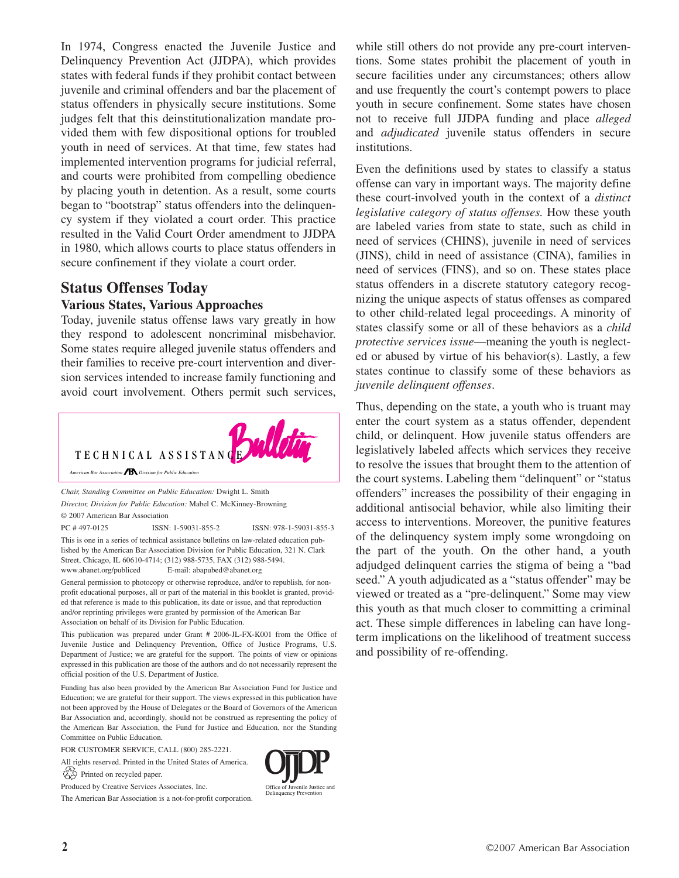In 1974, Congress enacted the Juvenile Justice and Delinquency Prevention Act (JJDPA), which provides states with federal funds if they prohibit contact between juvenile and criminal offenders and bar the placement of status offenders in physically secure institutions. Some judges felt that this deinstitutionalization mandate provided them with few dispositional options for troubled youth in need of services. At that time, few states had implemented intervention programs for judicial referral, and courts were prohibited from compelling obedience by placing youth in detention. As a result, some courts began to "bootstrap" status offenders into the delinquency system if they violated a court order. This practice resulted in the Valid Court Order amendment to JJDPA in 1980, which allows courts to place status offenders in secure confinement if they violate a court order.

## Status Offenses Today

### Various States, Various Approaches

Today, juvenile status offense laws vary greatly in how they respond to adolescent noncriminal misbehavior. Some states require alleged juvenile status offenders and their families to receive pre-court intervention and diversion services intended to increase family functioning and avoid court involvement. Others permit such services, while still others do not provide any pre-court interventions. Some states prohibit the placement of youth in secure facilities under any circumstances; others allow and use frequently the court's contempt powers to place youth in secure confinement. Some states have chosen not to receive full JJDPA funding and place *alleged* and *adjudicated* juvenile status offenders in secure institutions.

Even the definitions used by states to classify a status offense can vary in important ways. The majority define these court-involved youth in the context of a *distinct legislative category of status offenses.* How these youth are labeled varies from state to state, such as child in need of services (CHINS), juvenile in need of services (JINS), child in need of assistance (CINA), families in need of services (FINS), and so on. These states place status offenders in a discrete statutory category recognizing the unique aspects of status offenses as compared to other child-related legal proceedings. A minority of states classify some or all of these behaviors as a *child protective services issue*—meaning the youth is neglected or abused by virtue of his behavior(s). Lastly, a few states continue to classify some of these behaviors as *juvenile delinquent offenses*.

Thus, depending on the state, a youth who is truant may enter the court system as a status offender, dependent child, or delinquent. How juvenile status offenders are legislatively labeled affects which services they receive to resolve the issues that brought them to the attention of the court systems. Labeling them "delinquent" or "status offenders" increases the possibility of their engaging in additional antisocial behavior, while also limiting their access to interventions. Moreover, the punitive features of the delinquency system imply some wrongdoing on the part of the youth. On the other hand, a youth adjudged delinquent carries the stigma of being a "bad seed." A youth adjudicated as a "status offender" may be viewed or treated as a "pre-delinquent." Some may view this youth as that much closer to committing a criminal act. These simple differences in labeling can have long-term implications on the likelihood of treatment success and possibility of re-offending.

---

TECHNICAL ASSISTANCE **Bulletin**

*American Bar Association Division for Public Education*

*Chair, Standing Committee on Public Education:* Dwight L. Smith

*Director, Division for Public Education:* Mabel C. McKinney-Browning

© 2007 American Bar Association

PC # 497-0125 ISSN: 1-59031-855-2 ISSN: 978-1-59031-855-3

This is one in a series of technical assistance bulletins on law-related education published by the American Bar Association Division for Public Education, 321 N. Clark Street, Chicago, IL 60610-4714; (312) 988-5735, FAX (312) 988-5494.
www.abanet.org/publiced E-mail: abapubed@abanet.org

General permission to photocopy or otherwise reproduce, and/or to republish, for nonprofit educational purposes, all or part of the material in this booklet is granted, provided that reference is made to this publication, its date or issue, and that reproduction and/or reprinting privileges were granted by permission of the American Bar Association on behalf of its Division for Public Education.

This publication was prepared under Grant # 2006-JL-FX-K001 from the Office of Juvenile Justice and Delinquency Prevention, Office of Justice Programs, U.S. Department of Justice; we are grateful for the support. The points of view or opinions expressed in this publication are those of the authors and do not necessarily represent the official position of the U.S. Department of Justice.

Funding has also been provided by the American Bar Association Fund for Justice and Education; we are grateful for their support. The views expressed in this publication have not been approved by the House of Delegates or the Board of Governors of the American Bar Association and, accordingly, should not be construed as representing the policy of the American Bar Association, the Fund for Justice and Education, nor the Standing Committee on Public Education.

FOR CUSTOMER SERVICE, CALL (800) 285-2221.

All rights reserved. Printed in the United States of America.

Printed on recycled paper.

Produced by Creative Services Associates, Inc.

The American Bar Association is a not-for-profit corporation.

OJJDP — Office of Juvenile Justice and Delinquency Prevention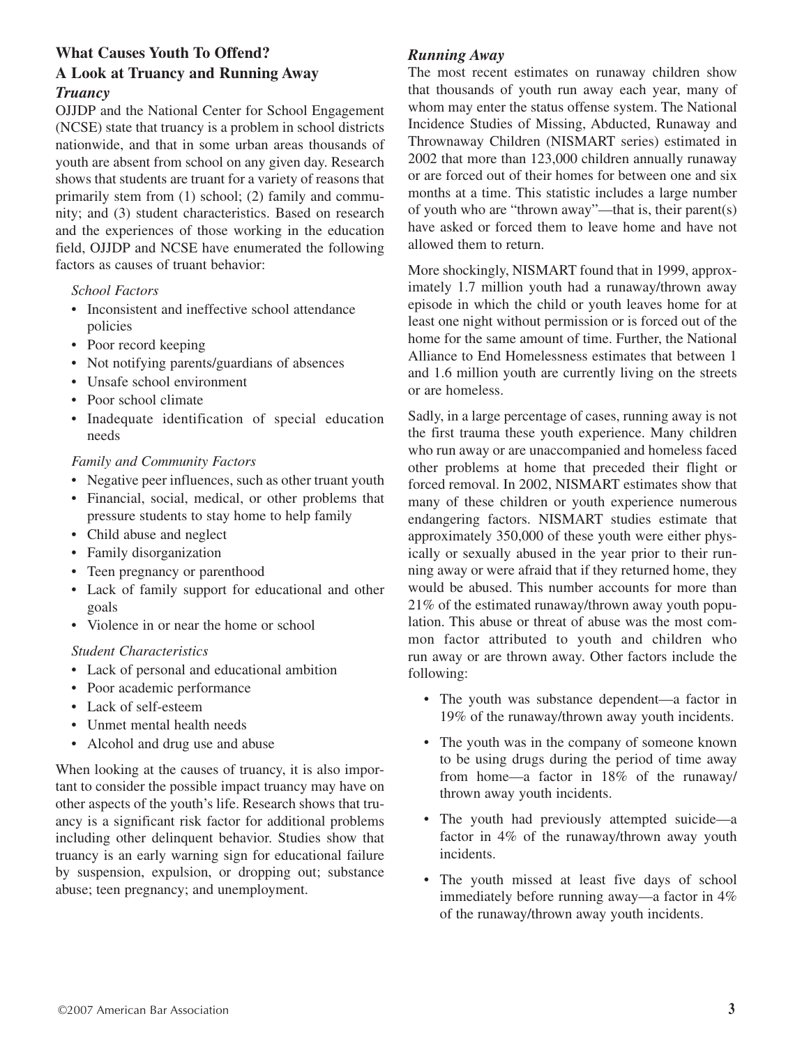## What Causes Youth To Offend? A Look at Truancy and Running Away

### *Truancy*

OJJDP and the National Center for School Engagement (NCSE) state that truancy is a problem in school districts nationwide, and that in some urban areas thousands of youth are absent from school on any given day. Research shows that students are truant for a variety of reasons that primarily stem from (1) school; (2) family and community; and (3) student characteristics. Based on research and the experiences of those working in the education field, OJJDP and NCSE have enumerated the following factors as causes of truant behavior:

*School Factors*

- Inconsistent and ineffective school attendance policies
- Poor record keeping
- Not notifying parents/guardians of absences
- Unsafe school environment
- Poor school climate
- Inadequate identification of special education needs

*Family and Community Factors*

- Negative peer influences, such as other truant youth
- Financial, social, medical, or other problems that pressure students to stay home to help family
- Child abuse and neglect
- Family disorganization
- Teen pregnancy or parenthood
- Lack of family support for educational and other goals
- Violence in or near the home or school

*Student Characteristics*

- Lack of personal and educational ambition
- Poor academic performance
- Lack of self-esteem
- Unmet mental health needs
- Alcohol and drug use and abuse

When looking at the causes of truancy, it is also important to consider the possible impact truancy may have on other aspects of the youth's life. Research shows that truancy is a significant risk factor for additional problems including other delinquent behavior. Studies show that truancy is an early warning sign for educational failure by suspension, expulsion, or dropping out; substance abuse; teen pregnancy; and unemployment.

### *Running Away*

The most recent estimates on runaway children show that thousands of youth run away each year, many of whom may enter the status offense system. The National Incidence Studies of Missing, Abducted, Runaway and Thrownaway Children (NISMART series) estimated in 2002 that more than 123,000 children annually runaway or are forced out of their homes for between one and six months at a time. This statistic includes a large number of youth who are "thrown away"—that is, their parent(s) have asked or forced them to leave home and have not allowed them to return.

More shockingly, NISMART found that in 1999, approximately 1.7 million youth had a runaway/thrown away episode in which the child or youth leaves home for at least one night without permission or is forced out of the home for the same amount of time. Further, the National Alliance to End Homelessness estimates that between 1 and 1.6 million youth are currently living on the streets or are homeless.

Sadly, in a large percentage of cases, running away is not the first trauma these youth experience. Many children who run away or are unaccompanied and homeless faced other problems at home that preceded their flight or forced removal. In 2002, NISMART estimates show that many of these children or youth experience numerous endangering factors. NISMART studies estimate that approximately 350,000 of these youth were either physically or sexually abused in the year prior to their running away or were afraid that if they returned home, they would be abused. This number accounts for more than 21% of the estimated runaway/thrown away youth population. This abuse or threat of abuse was the most common factor attributed to youth and children who run away or are thrown away. Other factors include the following:

- The youth was substance dependent—a factor in 19% of the runaway/thrown away youth incidents.
- The youth was in the company of someone known to be using drugs during the period of time away from home—a factor in 18% of the runaway/thrown away youth incidents.
- The youth had previously attempted suicide—a factor in 4% of the runaway/thrown away youth incidents.
- The youth missed at least five days of school immediately before running away—a factor in 4% of the runaway/thrown away youth incidents.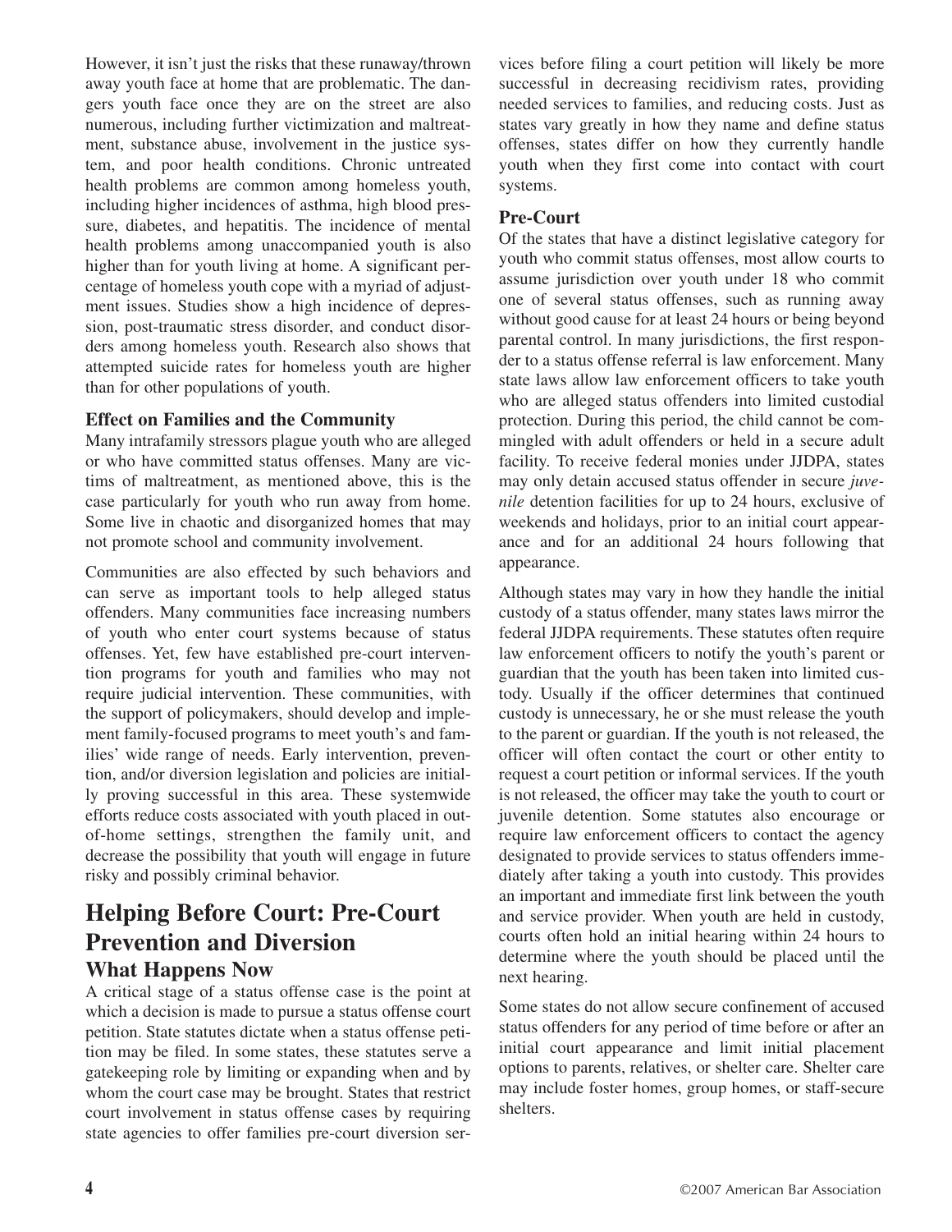However, it isn't just the risks that these runaway/thrown away youth face at home that are problematic. The dangers youth face once they are on the street are also numerous, including further victimization and maltreatment, substance abuse, involvement in the justice system, and poor health conditions. Chronic untreated health problems are common among homeless youth, including higher incidences of asthma, high blood pressure, diabetes, and hepatitis. The incidence of mental health problems among unaccompanied youth is also higher than for youth living at home. A significant percentage of homeless youth cope with a myriad of adjustment issues. Studies show a high incidence of depression, post-traumatic stress disorder, and conduct disorders among homeless youth. Research also shows that attempted suicide rates for homeless youth are higher than for other populations of youth.

### Effect on Families and the Community

Many intrafamily stressors plague youth who are alleged or who have committed status offenses. Many are victims of maltreatment, as mentioned above, this is the case particularly for youth who run away from home. Some live in chaotic and disorganized homes that may not promote school and community involvement.

Communities are also effected by such behaviors and can serve as important tools to help alleged status offenders. Many communities face increasing numbers of youth who enter court systems because of status offenses. Yet, few have established pre-court intervention programs for youth and families who may not require judicial intervention. These communities, with the support of policymakers, should develop and implement family-focused programs to meet youth's and families' wide range of needs. Early intervention, prevention, and/or diversion legislation and policies are initially proving successful in this area. These systemwide efforts reduce costs associated with youth placed in out-of-home settings, strengthen the family unit, and decrease the possibility that youth will engage in future risky and possibly criminal behavior.

## Helping Before Court: Pre-Court Prevention and Diversion

### What Happens Now

A critical stage of a status offense case is the point at which a decision is made to pursue a status offense court petition. State statutes dictate when a status offense petition may be filed. In some states, these statutes serve a gatekeeping role by limiting or expanding when and by whom the court case may be brought. States that restrict court involvement in status offense cases by requiring state agencies to offer families pre-court diversion services before filing a court petition will likely be more successful in decreasing recidivism rates, providing needed services to families, and reducing costs. Just as states vary greatly in how they name and define status offenses, states differ on how they currently handle youth when they first come into contact with court systems.

### Pre-Court

Of the states that have a distinct legislative category for youth who commit status offenses, most allow courts to assume jurisdiction over youth under 18 who commit one of several status offenses, such as running away without good cause for at least 24 hours or being beyond parental control. In many jurisdictions, the first responder to a status offense referral is law enforcement. Many state laws allow law enforcement officers to take youth who are alleged status offenders into limited custodial protection. During this period, the child cannot be commingled with adult offenders or held in a secure adult facility. To receive federal monies under JJDPA, states may only detain accused status offender in secure *juvenile* detention facilities for up to 24 hours, exclusive of weekends and holidays, prior to an initial court appearance and for an additional 24 hours following that appearance.

Although states may vary in how they handle the initial custody of a status offender, many states laws mirror the federal JJDPA requirements. These statutes often require law enforcement officers to notify the youth's parent or guardian that the youth has been taken into limited custody. Usually if the officer determines that continued custody is unnecessary, he or she must release the youth to the parent or guardian. If the youth is not released, the officer will often contact the court or other entity to request a court petition or informal services. If the youth is not released, the officer may take the youth to court or juvenile detention. Some statutes also encourage or require law enforcement officers to contact the agency designated to provide services to status offenders immediately after taking a youth into custody. This provides an important and immediate first link between the youth and service provider. When youth are held in custody, courts often hold an initial hearing within 24 hours to determine where the youth should be placed until the next hearing.

Some states do not allow secure confinement of accused status offenders for any period of time before or after an initial court appearance and limit initial placement options to parents, relatives, or shelter care. Shelter care may include foster homes, group homes, or staff-secure shelters.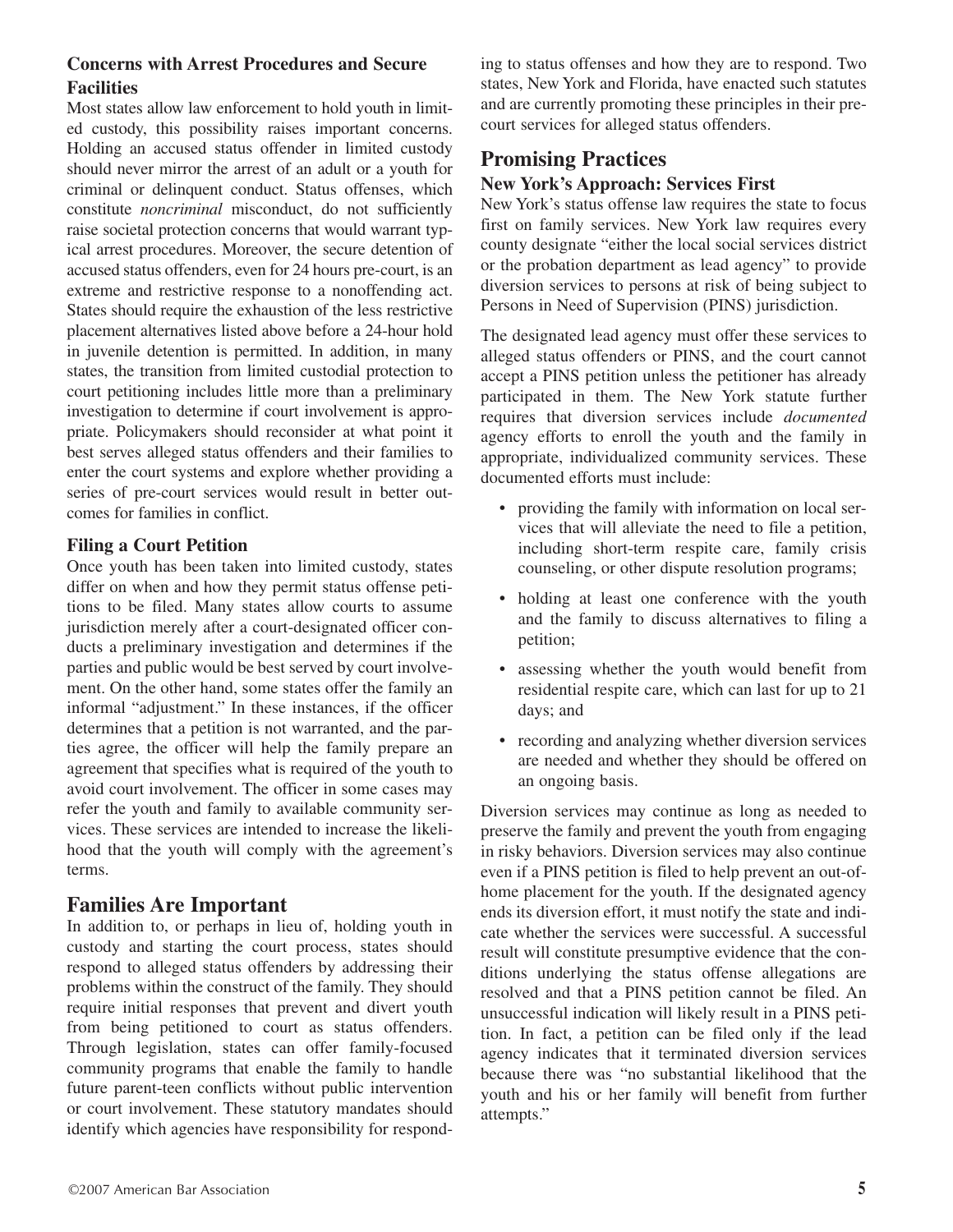### Concerns with Arrest Procedures and Secure Facilities

Most states allow law enforcement to hold youth in limited custody, this possibility raises important concerns. Holding an accused status offender in limited custody should never mirror the arrest of an adult or a youth for criminal or delinquent conduct. Status offenses, which constitute *noncriminal* misconduct, do not sufficiently raise societal protection concerns that would warrant typical arrest procedures. Moreover, the secure detention of accused status offenders, even for 24 hours pre-court, is an extreme and restrictive response to a nonoffending act. States should require the exhaustion of the less restrictive placement alternatives listed above before a 24-hour hold in juvenile detention is permitted. In addition, in many states, the transition from limited custodial protection to court petitioning includes little more than a preliminary investigation to determine if court involvement is appropriate. Policymakers should reconsider at what point it best serves alleged status offenders and their families to enter the court systems and explore whether providing a series of pre-court services would result in better outcomes for families in conflict.

### Filing a Court Petition

Once youth has been taken into limited custody, states differ on when and how they permit status offense petitions to be filed. Many states allow courts to assume jurisdiction merely after a court-designated officer conducts a preliminary investigation and determines if the parties and public would be best served by court involvement. On the other hand, some states offer the family an informal "adjustment." In these instances, if the officer determines that a petition is not warranted, and the parties agree, the officer will help the family prepare an agreement that specifies what is required of the youth to avoid court involvement. The officer in some cases may refer the youth and family to available community services. These services are intended to increase the likelihood that the youth will comply with the agreement's terms.

## Families Are Important

In addition to, or perhaps in lieu of, holding youth in custody and starting the court process, states should respond to alleged status offenders by addressing their problems within the construct of the family. They should require initial responses that prevent and divert youth from being petitioned to court as status offenders. Through legislation, states can offer family-focused community programs that enable the family to handle future parent-teen conflicts without public intervention or court involvement. These statutory mandates should identify which agencies have responsibility for responding to status offenses and how they are to respond. Two states, New York and Florida, have enacted such statutes and are currently promoting these principles in their pre-court services for alleged status offenders.

## Promising Practices

### New York's Approach: Services First

New York's status offense law requires the state to focus first on family services. New York law requires every county designate "either the local social services district or the probation department as lead agency" to provide diversion services to persons at risk of being subject to Persons in Need of Supervision (PINS) jurisdiction.

The designated lead agency must offer these services to alleged status offenders or PINS, and the court cannot accept a PINS petition unless the petitioner has already participated in them. The New York statute further requires that diversion services include *documented* agency efforts to enroll the youth and the family in appropriate, individualized community services. These documented efforts must include:

- providing the family with information on local services that will alleviate the need to file a petition, including short-term respite care, family crisis counseling, or other dispute resolution programs;
- holding at least one conference with the youth and the family to discuss alternatives to filing a petition;
- assessing whether the youth would benefit from residential respite care, which can last for up to 21 days; and
- recording and analyzing whether diversion services are needed and whether they should be offered on an ongoing basis.

Diversion services may continue as long as needed to preserve the family and prevent the youth from engaging in risky behaviors. Diversion services may also continue even if a PINS petition is filed to help prevent an out-of-home placement for the youth. If the designated agency ends its diversion effort, it must notify the state and indicate whether the services were successful. A successful result will constitute presumptive evidence that the conditions underlying the status offense allegations are resolved and that a PINS petition cannot be filed. An unsuccessful indication will likely result in a PINS petition. In fact, a petition can be filed only if the lead agency indicates that it terminated diversion services because there was "no substantial likelihood that the youth and his or her family will benefit from further attempts."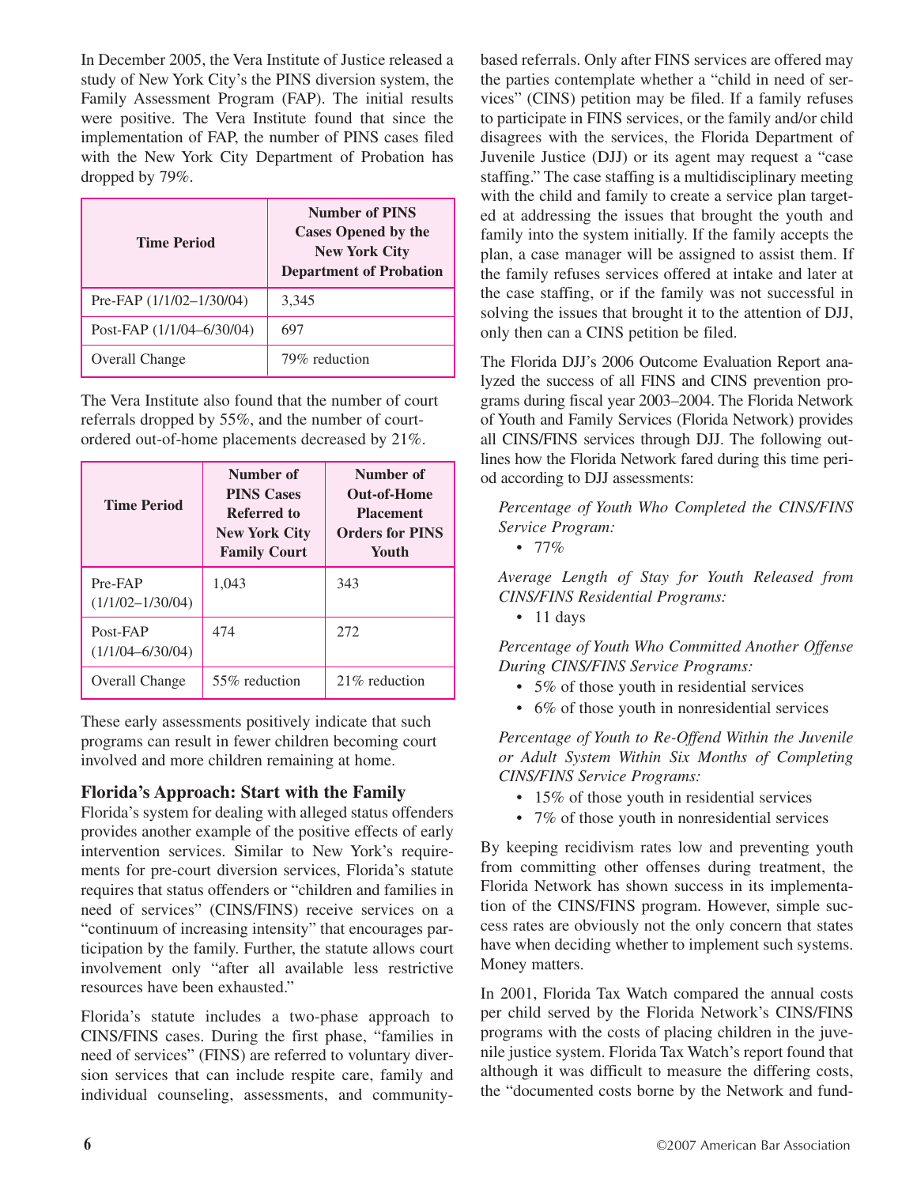In December 2005, the Vera Institute of Justice released a study of New York City's the PINS diversion system, the Family Assessment Program (FAP). The initial results were positive. The Vera Institute found that since the implementation of FAP, the number of PINS cases filed with the New York City Department of Probation has dropped by 79%.

| Time Period | Number of PINS Cases Opened by the New York City Department of Probation |
| --- | --- |
| Pre-FAP (1/1/02–1/30/04) | 3,345 |
| Post-FAP (1/1/04–6/30/04) | 697 |
| Overall Change | 79% reduction |

The Vera Institute also found that the number of court referrals dropped by 55%, and the number of court-ordered out-of-home placements decreased by 21%.

| Time Period | Number of PINS Cases Referred to New York City Family Court | Number of Out-of-Home Placement Orders for PINS Youth |
| --- | --- | --- |
| Pre-FAP (1/1/02–1/30/04) | 1,043 | 343 |
| Post-FAP (1/1/04–6/30/04) | 474 | 272 |
| Overall Change | 55% reduction | 21% reduction |

These early assessments positively indicate that such programs can result in fewer children becoming court involved and more children remaining at home.

## Florida's Approach: Start with the Family

Florida's system for dealing with alleged status offenders provides another example of the positive effects of early intervention services. Similar to New York's requirements for pre-court diversion services, Florida's statute requires that status offenders or "children and families in need of services" (CINS/FINS) receive services on a "continuum of increasing intensity" that encourages participation by the family. Further, the statute allows court involvement only "after all available less restrictive resources have been exhausted."

Florida's statute includes a two-phase approach to CINS/FINS cases. During the first phase, "families in need of services" (FINS) are referred to voluntary diversion services that can include respite care, family and individual counseling, assessments, and community-based referrals. Only after FINS services are offered may the parties contemplate whether a "child in need of services" (CINS) petition may be filed. If a family refuses to participate in FINS services, or the family and/or child disagrees with the services, the Florida Department of Juvenile Justice (DJJ) or its agent may request a "case staffing." The case staffing is a multidisciplinary meeting with the child and family to create a service plan targeted at addressing the issues that brought the youth and family into the system initially. If the family accepts the plan, a case manager will be assigned to assist them. If the family refuses services offered at intake and later at the case staffing, or if the family was not successful in solving the issues that brought it to the attention of DJJ, only then can a CINS petition be filed.

The Florida DJJ's 2006 Outcome Evaluation Report analyzed the success of all FINS and CINS prevention programs during fiscal year 2003–2004. The Florida Network of Youth and Family Services (Florida Network) provides all CINS/FINS services through DJJ. The following outlines how the Florida Network fared during this time period according to DJJ assessments:

*Percentage of Youth Who Completed the CINS/FINS Service Program:*

- 77%

*Average Length of Stay for Youth Released from CINS/FINS Residential Programs:*

- 11 days

*Percentage of Youth Who Committed Another Offense During CINS/FINS Service Programs:*

- 5% of those youth in residential services
- 6% of those youth in nonresidential services

*Percentage of Youth to Re-Offend Within the Juvenile or Adult System Within Six Months of Completing CINS/FINS Service Programs:*

- 15% of those youth in residential services
- 7% of those youth in nonresidential services

By keeping recidivism rates low and preventing youth from committing other offenses during treatment, the Florida Network has shown success in its implementation of the CINS/FINS program. However, simple success rates are obviously not the only concern that states have when deciding whether to implement such systems. Money matters.

In 2001, Florida Tax Watch compared the annual costs per child served by the Florida Network's CINS/FINS programs with the costs of placing children in the juvenile justice system. Florida Tax Watch's report found that although it was difficult to measure the differing costs, the "documented costs borne by the Network and fund-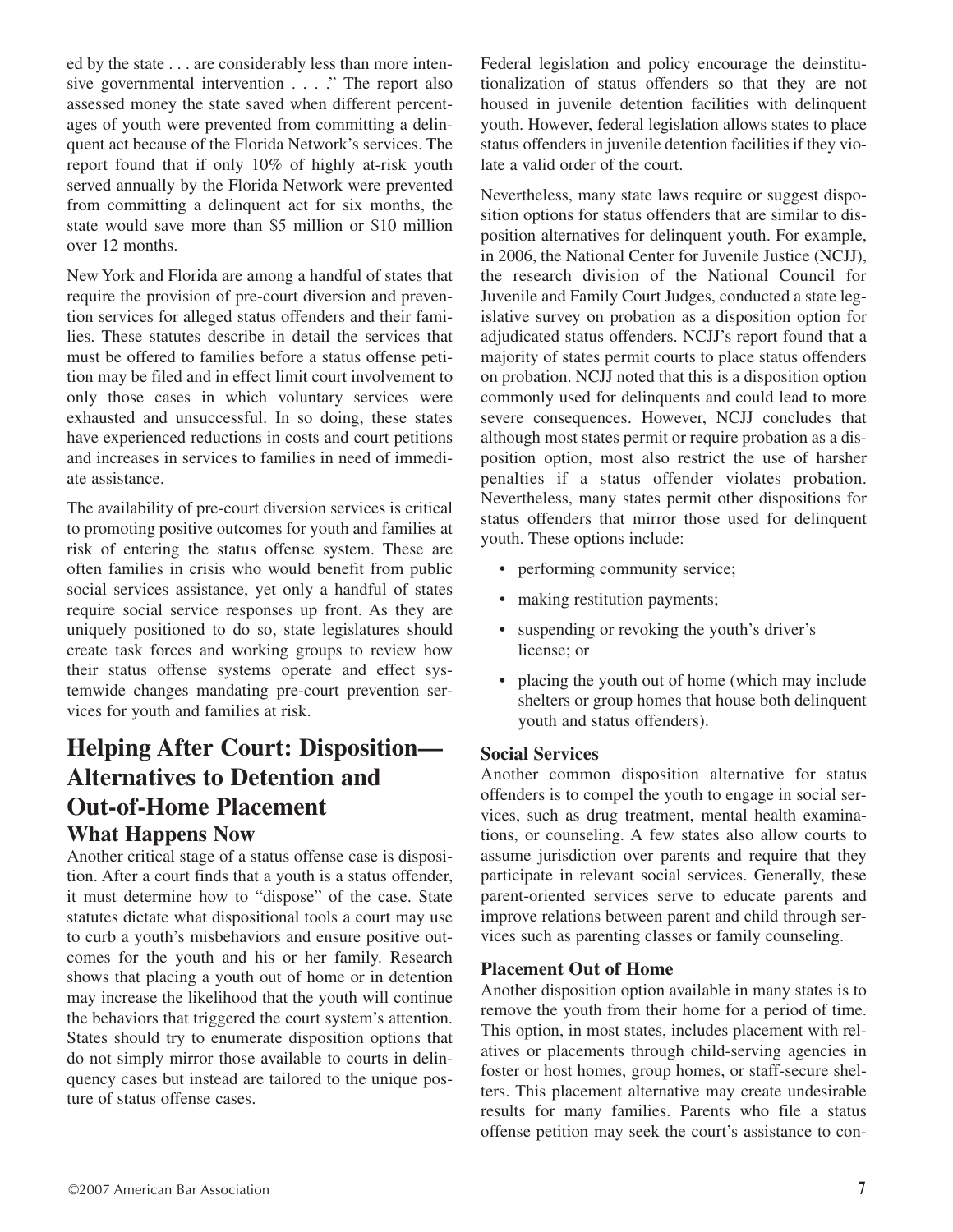ed by the state . . . are considerably less than more intensive governmental intervention . . . ." The report also assessed money the state saved when different percentages of youth were prevented from committing a delinquent act because of the Florida Network's services. The report found that if only 10% of highly at-risk youth served annually by the Florida Network were prevented from committing a delinquent act for six months, the state would save more than $5 million or $10 million over 12 months.

New York and Florida are among a handful of states that require the provision of pre-court diversion and prevention services for alleged status offenders and their families. These statutes describe in detail the services that must be offered to families before a status offense petition may be filed and in effect limit court involvement to only those cases in which voluntary services were exhausted and unsuccessful. In so doing, these states have experienced reductions in costs and court petitions and increases in services to families in need of immediate assistance.

The availability of pre-court diversion services is critical to promoting positive outcomes for youth and families at risk of entering the status offense system. These are often families in crisis who would benefit from public social services assistance, yet only a handful of states require social service responses up front. As they are uniquely positioned to do so, state legislatures should create task forces and working groups to review how their status offense systems operate and effect systemwide changes mandating pre-court prevention services for youth and families at risk.

## Helping After Court: Disposition—Alternatives to Detention and Out-of-Home Placement

### What Happens Now

Another critical stage of a status offense case is disposition. After a court finds that a youth is a status offender, it must determine how to "dispose" of the case. State statutes dictate what dispositional tools a court may use to curb a youth's misbehaviors and ensure positive outcomes for the youth and his or her family. Research shows that placing a youth out of home or in detention may increase the likelihood that the youth will continue the behaviors that triggered the court system's attention. States should try to enumerate disposition options that do not simply mirror those available to courts in delinquency cases but instead are tailored to the unique posture of status offense cases.

Federal legislation and policy encourage the deinstitutionalization of status offenders so that they are not housed in juvenile detention facilities with delinquent youth. However, federal legislation allows states to place status offenders in juvenile detention facilities if they violate a valid order of the court.

Nevertheless, many state laws require or suggest disposition options for status offenders that are similar to disposition alternatives for delinquent youth. For example, in 2006, the National Center for Juvenile Justice (NCJJ), the research division of the National Council for Juvenile and Family Court Judges, conducted a state legislative survey on probation as a disposition option for adjudicated status offenders. NCJJ's report found that a majority of states permit courts to place status offenders on probation. NCJJ noted that this is a disposition option commonly used for delinquents and could lead to more severe consequences. However, NCJJ concludes that although most states permit or require probation as a disposition option, most also restrict the use of harsher penalties if a status offender violates probation. Nevertheless, many states permit other dispositions for status offenders that mirror those used for delinquent youth. These options include:

- performing community service;
- making restitution payments;
- suspending or revoking the youth's driver's license; or
- placing the youth out of home (which may include shelters or group homes that house both delinquent youth and status offenders).

#### Social Services

Another common disposition alternative for status offenders is to compel the youth to engage in social services, such as drug treatment, mental health examinations, or counseling. A few states also allow courts to assume jurisdiction over parents and require that they participate in relevant social services. Generally, these parent-oriented services serve to educate parents and improve relations between parent and child through services such as parenting classes or family counseling.

#### Placement Out of Home

Another disposition option available in many states is to remove the youth from their home for a period of time. This option, in most states, includes placement with relatives or placements through child-serving agencies in foster or host homes, group homes, or staff-secure shelters. This placement alternative may create undesirable results for many families. Parents who file a status offense petition may seek the court's assistance to con-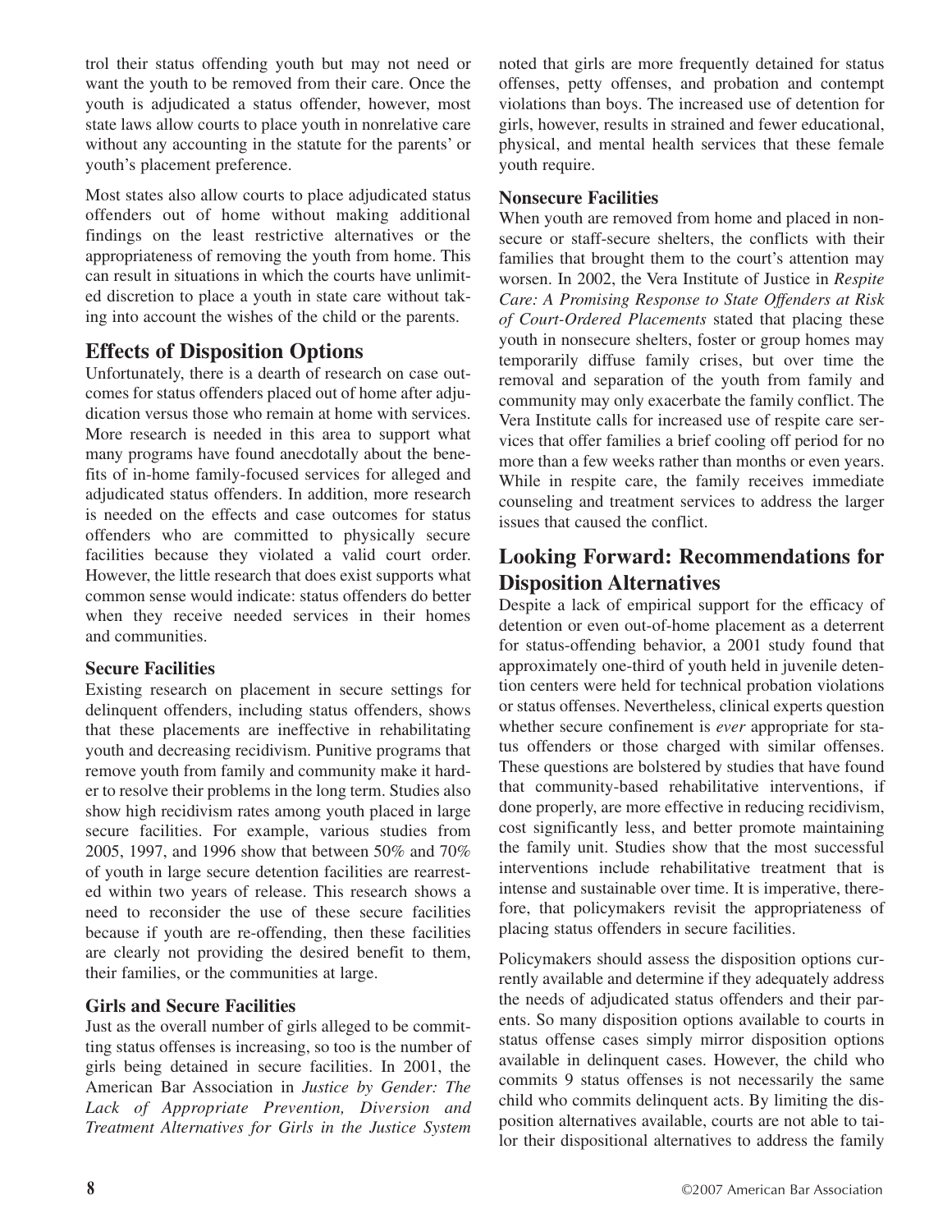trol their status offending youth but may not need or want the youth to be removed from their care. Once the youth is adjudicated a status offender, however, most state laws allow courts to place youth in nonrelative care without any accounting in the statute for the parents' or youth's placement preference.

Most states also allow courts to place adjudicated status offenders out of home without making additional findings on the least restrictive alternatives or the appropriateness of removing the youth from home. This can result in situations in which the courts have unlimited discretion to place a youth in state care without taking into account the wishes of the child or the parents.

## Effects of Disposition Options

Unfortunately, there is a dearth of research on case outcomes for status offenders placed out of home after adjudication versus those who remain at home with services. More research is needed in this area to support what many programs have found anecdotally about the benefits of in-home family-focused services for alleged and adjudicated status offenders. In addition, more research is needed on the effects and case outcomes for status offenders who are committed to physically secure facilities because they violated a valid court order. However, the little research that does exist supports what common sense would indicate: status offenders do better when they receive needed services in their homes and communities.

### Secure Facilities

Existing research on placement in secure settings for delinquent offenders, including status offenders, shows that these placements are ineffective in rehabilitating youth and decreasing recidivism. Punitive programs that remove youth from family and community make it harder to resolve their problems in the long term. Studies also show high recidivism rates among youth placed in large secure facilities. For example, various studies from 2005, 1997, and 1996 show that between 50% and 70% of youth in large secure detention facilities are rearrested within two years of release. This research shows a need to reconsider the use of these secure facilities because if youth are re-offending, then these facilities are clearly not providing the desired benefit to them, their families, or the communities at large.

### Girls and Secure Facilities

Just as the overall number of girls alleged to be committing status offenses is increasing, so too is the number of girls being detained in secure facilities. In 2001, the American Bar Association in *Justice by Gender: The Lack of Appropriate Prevention, Diversion and Treatment Alternatives for Girls in the Justice System* noted that girls are more frequently detained for status offenses, petty offenses, and probation and contempt violations than boys. The increased use of detention for girls, however, results in strained and fewer educational, physical, and mental health services that these female youth require.

### Nonsecure Facilities

When youth are removed from home and placed in nonsecure or staff-secure shelters, the conflicts with their families that brought them to the court's attention may worsen. In 2002, the Vera Institute of Justice in *Respite Care: A Promising Response to State Offenders at Risk of Court-Ordered Placements* stated that placing these youth in nonsecure shelters, foster or group homes may temporarily diffuse family crises, but over time the removal and separation of the youth from family and community may only exacerbate the family conflict. The Vera Institute calls for increased use of respite care services that offer families a brief cooling off period for no more than a few weeks rather than months or even years. While in respite care, the family receives immediate counseling and treatment services to address the larger issues that caused the conflict.

## Looking Forward: Recommendations for Disposition Alternatives

Despite a lack of empirical support for the efficacy of detention or even out-of-home placement as a deterrent for status-offending behavior, a 2001 study found that approximately one-third of youth held in juvenile detention centers were held for technical probation violations or status offenses. Nevertheless, clinical experts question whether secure confinement is *ever* appropriate for status offenders or those charged with similar offenses. These questions are bolstered by studies that have found that community-based rehabilitative interventions, if done properly, are more effective in reducing recidivism, cost significantly less, and better promote maintaining the family unit. Studies show that the most successful interventions include rehabilitative treatment that is intense and sustainable over time. It is imperative, therefore, that policymakers revisit the appropriateness of placing status offenders in secure facilities.

Policymakers should assess the disposition options currently available and determine if they adequately address the needs of adjudicated status offenders and their parents. So many disposition options available to courts in status offense cases simply mirror disposition options available in delinquent cases. However, the child who commits 9 status offenses is not necessarily the same child who commits delinquent acts. By limiting the disposition alternatives available, courts are not able to tailor their dispositional alternatives to address the family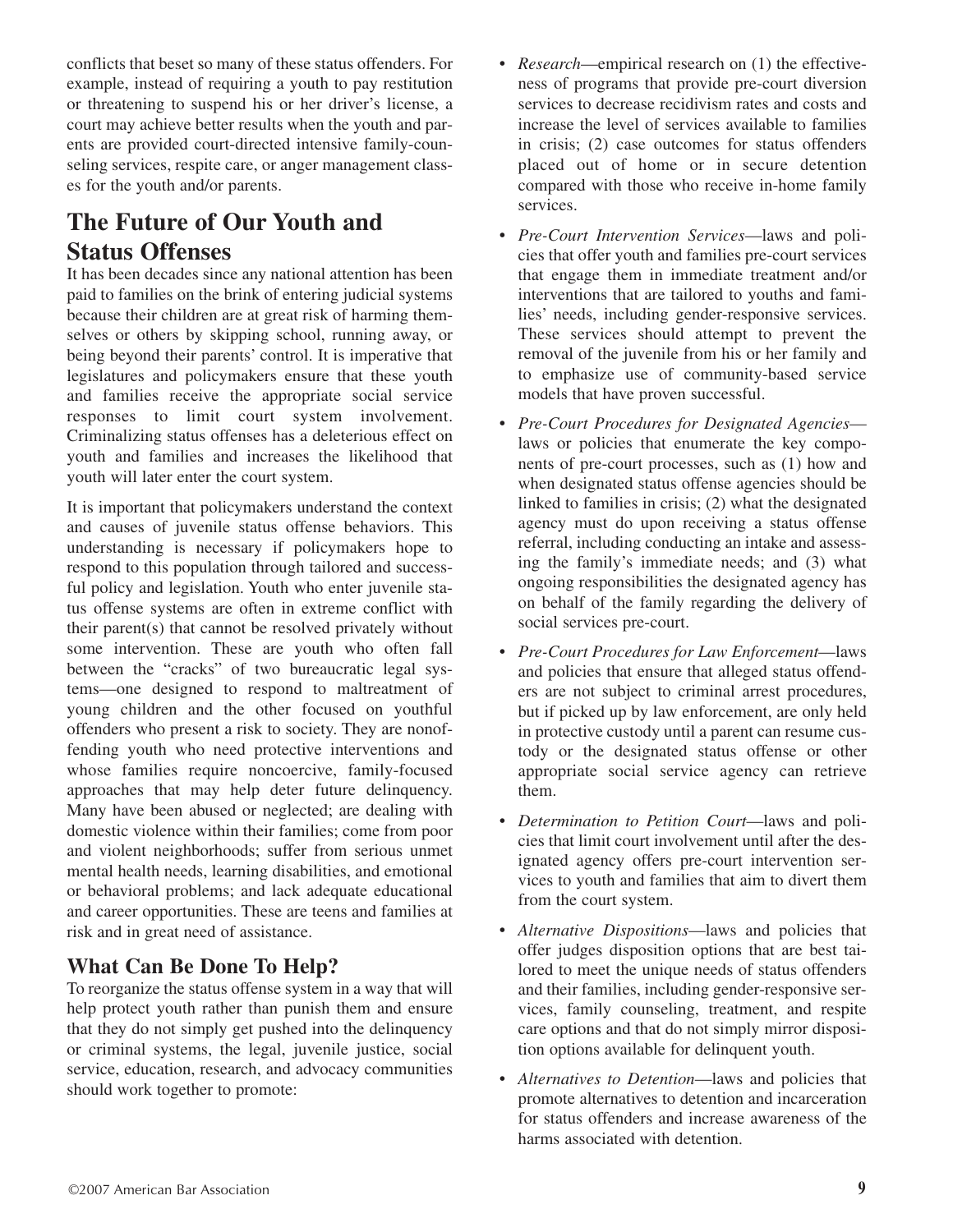conflicts that beset so many of these status offenders. For example, instead of requiring a youth to pay restitution or threatening to suspend his or her driver's license, a court may achieve better results when the youth and parents are provided court-directed intensive family-counseling services, respite care, or anger management classes for the youth and/or parents.

## The Future of Our Youth and Status Offenses

It has been decades since any national attention has been paid to families on the brink of entering judicial systems because their children are at great risk of harming themselves or others by skipping school, running away, or being beyond their parents' control. It is imperative that legislatures and policymakers ensure that these youth and families receive the appropriate social service responses to limit court system involvement. Criminalizing status offenses has a deleterious effect on youth and families and increases the likelihood that youth will later enter the court system.

It is important that policymakers understand the context and causes of juvenile status offense behaviors. This understanding is necessary if policymakers hope to respond to this population through tailored and successful policy and legislation. Youth who enter juvenile status offense systems are often in extreme conflict with their parent(s) that cannot be resolved privately without some intervention. These are youth who often fall between the "cracks" of two bureaucratic legal systems—one designed to respond to maltreatment of young children and the other focused on youthful offenders who present a risk to society. They are nonoffending youth who need protective interventions and whose families require noncoercive, family-focused approaches that may help deter future delinquency. Many have been abused or neglected; are dealing with domestic violence within their families; come from poor and violent neighborhoods; suffer from serious unmet mental health needs, learning disabilities, and emotional or behavioral problems; and lack adequate educational and career opportunities. These are teens and families at risk and in great need of assistance.

### What Can Be Done To Help?

To reorganize the status offense system in a way that will help protect youth rather than punish them and ensure that they do not simply get pushed into the delinquency or criminal systems, the legal, juvenile justice, social service, education, research, and advocacy communities should work together to promote:

- *Research*—empirical research on (1) the effectiveness of programs that provide pre-court diversion services to decrease recidivism rates and costs and increase the level of services available to families in crisis; (2) case outcomes for status offenders placed out of home or in secure detention compared with those who receive in-home family services.
- *Pre-Court Intervention Services*—laws and policies that offer youth and families pre-court services that engage them in immediate treatment and/or interventions that are tailored to youths and families' needs, including gender-responsive services. These services should attempt to prevent the removal of the juvenile from his or her family and to emphasize use of community-based service models that have proven successful.
- *Pre-Court Procedures for Designated Agencies*—laws or policies that enumerate the key components of pre-court processes, such as (1) how and when designated status offense agencies should be linked to families in crisis; (2) what the designated agency must do upon receiving a status offense referral, including conducting an intake and assessing the family's immediate needs; and (3) what ongoing responsibilities the designated agency has on behalf of the family regarding the delivery of social services pre-court.
- *Pre-Court Procedures for Law Enforcement*—laws and policies that ensure that alleged status offenders are not subject to criminal arrest procedures, but if picked up by law enforcement, are only held in protective custody until a parent can resume custody or the designated status offense or other appropriate social service agency can retrieve them.
- *Determination to Petition Court*—laws and policies that limit court involvement until after the designated agency offers pre-court intervention services to youth and families that aim to divert them from the court system.
- *Alternative Dispositions*—laws and policies that offer judges disposition options that are best tailored to meet the unique needs of status offenders and their families, including gender-responsive services, family counseling, treatment, and respite care options and that do not simply mirror disposition options available for delinquent youth.
- *Alternatives to Detention*—laws and policies that promote alternatives to detention and incarceration for status offenders and increase awareness of the harms associated with detention.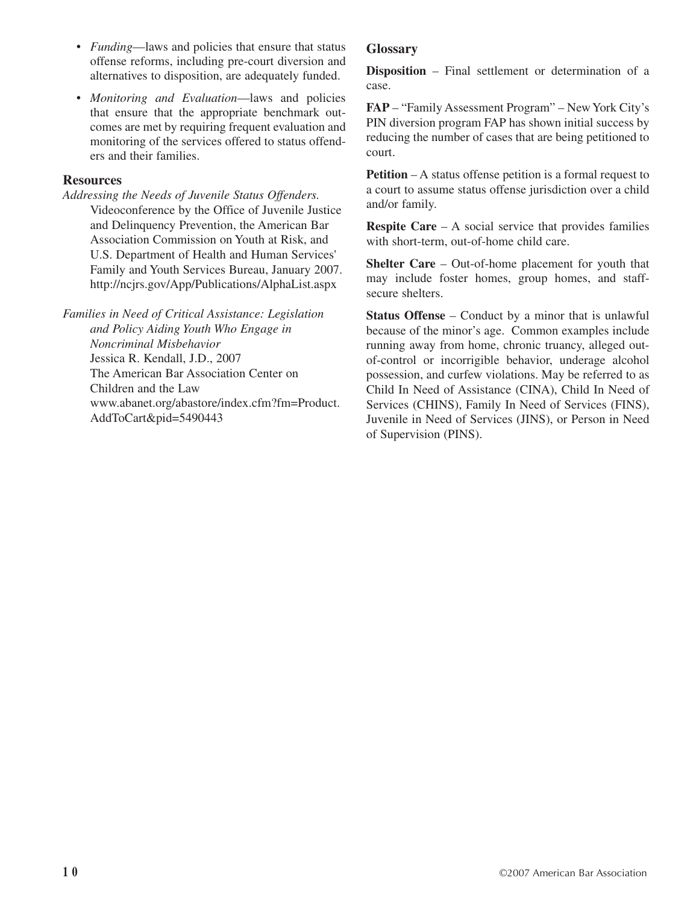- *Funding*—laws and policies that ensure that status offense reforms, including pre-court diversion and alternatives to disposition, are adequately funded.
- *Monitoring and Evaluation*—laws and policies that ensure that the appropriate benchmark outcomes are met by requiring frequent evaluation and monitoring of the services offered to status offenders and their families.

## Resources

*Addressing the Needs of Juvenile Status Offenders.* Videoconference by the Office of Juvenile Justice and Delinquency Prevention, the American Bar Association Commission on Youth at Risk, and U.S. Department of Health and Human Services' Family and Youth Services Bureau, January 2007. http://ncjrs.gov/App/Publications/AlphaList.aspx

*Families in Need of Critical Assistance: Legislation and Policy Aiding Youth Who Engage in Noncriminal Misbehavior*
Jessica R. Kendall, J.D., 2007
The American Bar Association Center on Children and the Law
www.abanet.org/abastore/index.cfm?fm=Product.AddToCart&pid=5490443

## Glossary

**Disposition** – Final settlement or determination of a case.

**FAP** – "Family Assessment Program" – New York City's PIN diversion program FAP has shown initial success by reducing the number of cases that are being petitioned to court.

**Petition** – A status offense petition is a formal request to a court to assume status offense jurisdiction over a child and/or family.

**Respite Care** – A social service that provides families with short-term, out-of-home child care.

**Shelter Care** – Out-of-home placement for youth that may include foster homes, group homes, and staff-secure shelters.

**Status Offense** – Conduct by a minor that is unlawful because of the minor's age. Common examples include running away from home, chronic truancy, alleged out-of-control or incorrigible behavior, underage alcohol possession, and curfew violations. May be referred to as Child In Need of Assistance (CINA), Child In Need of Services (CHINS), Family In Need of Services (FINS), Juvenile in Need of Services (JINS), or Person in Need of Supervision (PINS).

©2007 American Bar Association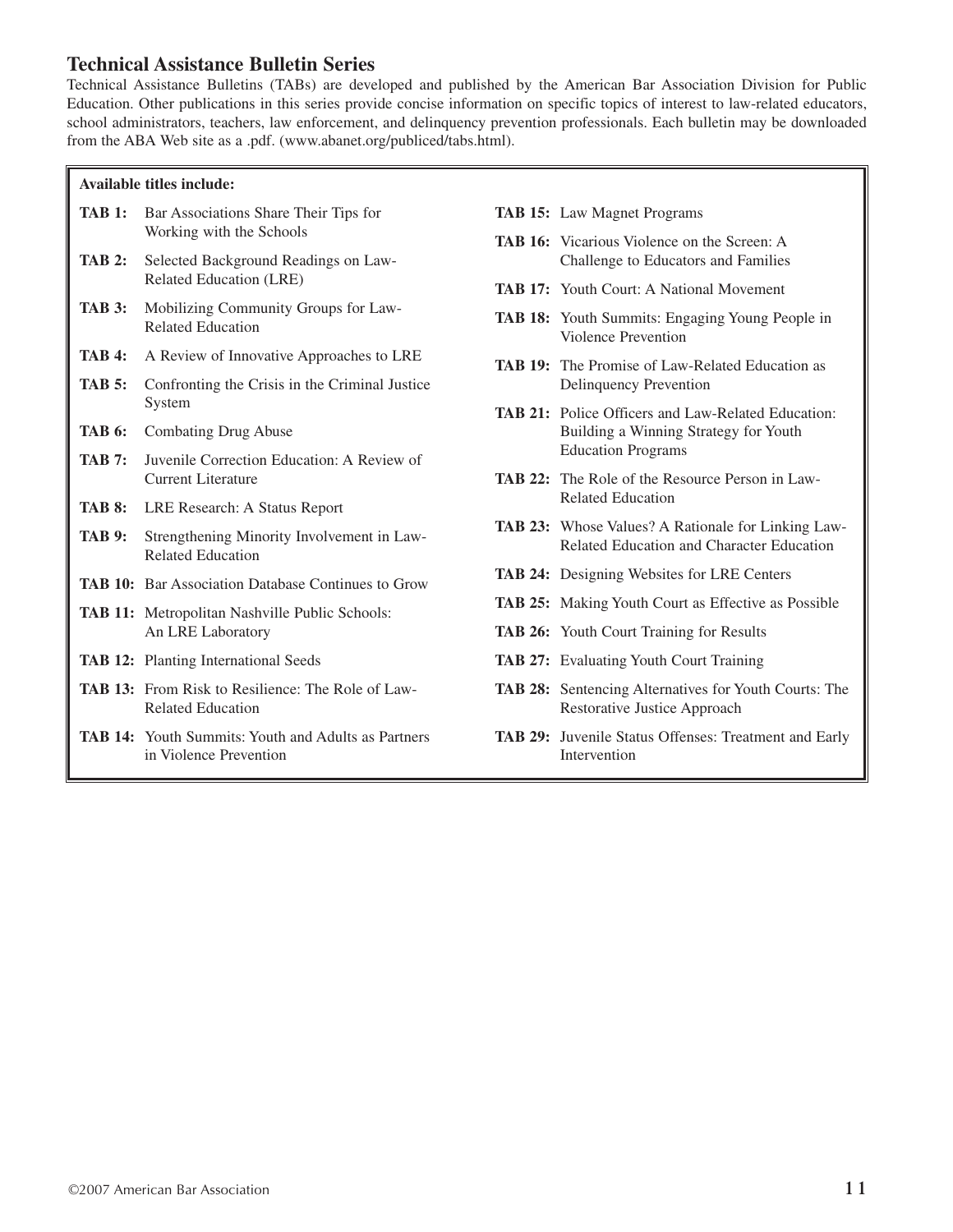## Technical Assistance Bulletin Series

Technical Assistance Bulletins (TABs) are developed and published by the American Bar Association Division for Public Education. Other publications in this series provide concise information on specific topics of interest to law-related educators, school administrators, teachers, law enforcement, and delinquency prevention professionals. Each bulletin may be downloaded from the ABA Web site as a .pdf. (www.abanet.org/publiced/tabs.html).

**Available titles include:**

- **TAB 1:** Bar Associations Share Their Tips for Working with the Schools
- **TAB 2:** Selected Background Readings on Law-Related Education (LRE)
- **TAB 3:** Mobilizing Community Groups for Law-Related Education
- **TAB 4:** A Review of Innovative Approaches to LRE
- **TAB 5:** Confronting the Crisis in the Criminal Justice System
- **TAB 6:** Combating Drug Abuse
- **TAB 7:** Juvenile Correction Education: A Review of Current Literature
- **TAB 8:** LRE Research: A Status Report
- **TAB 9:** Strengthening Minority Involvement in Law-Related Education
- **TAB 10:** Bar Association Database Continues to Grow
- **TAB 11:** Metropolitan Nashville Public Schools: An LRE Laboratory
- **TAB 12:** Planting International Seeds
- **TAB 13:** From Risk to Resilience: The Role of Law-Related Education
- **TAB 14:** Youth Summits: Youth and Adults as Partners in Violence Prevention
- **TAB 15:** Law Magnet Programs
- **TAB 16:** Vicarious Violence on the Screen: A Challenge to Educators and Families
- **TAB 17:** Youth Court: A National Movement
- **TAB 18:** Youth Summits: Engaging Young People in Violence Prevention
- **TAB 19:** The Promise of Law-Related Education as Delinquency Prevention
- **TAB 21:** Police Officers and Law-Related Education: Building a Winning Strategy for Youth Education Programs
- **TAB 22:** The Role of the Resource Person in Law-Related Education
- **TAB 23:** Whose Values? A Rationale for Linking Law-Related Education and Character Education
- **TAB 24:** Designing Websites for LRE Centers
- **TAB 25:** Making Youth Court as Effective as Possible
- **TAB 26:** Youth Court Training for Results
- **TAB 27:** Evaluating Youth Court Training
- **TAB 28:** Sentencing Alternatives for Youth Courts: The Restorative Justice Approach
- **TAB 29:** Juvenile Status Offenses: Treatment and Early Intervention

©2007 American Bar Association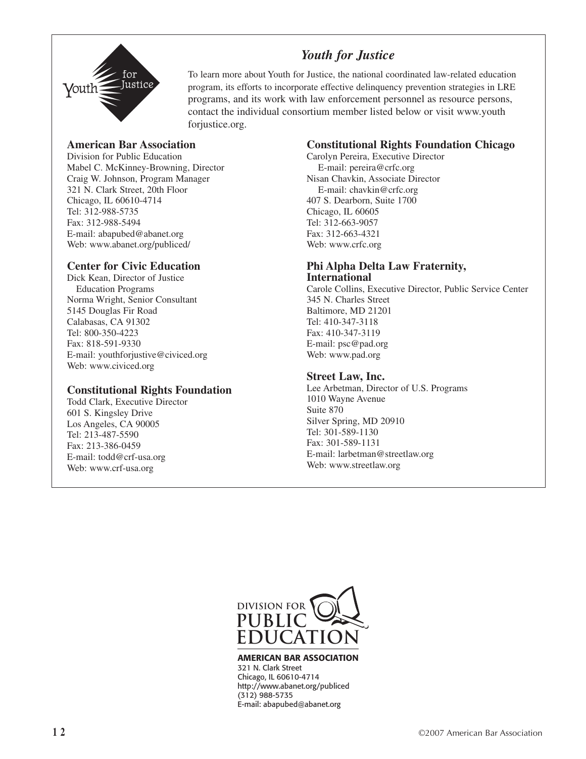## *Youth for Justice*

To learn more about Youth for Justice, the national coordinated law-related education program, its efforts to incorporate effective delinquency prevention strategies in LRE programs, and its work with law enforcement personnel as resource persons, contact the individual consortium member listed below or visit www.youthforjustice.org.

**American Bar Association**
Division for Public Education
Mabel C. McKinney-Browning, Director
Craig W. Johnson, Program Manager
321 N. Clark Street, 20th Floor
Chicago, IL 60610-4714
Tel: 312-988-5735
Fax: 312-988-5494
E-mail: abapubed@abanet.org
Web: www.abanet.org/publiced/

**Center for Civic Education**
Dick Kean, Director of Justice Education Programs
Norma Wright, Senior Consultant
5145 Douglas Fir Road
Calabasas, CA 91302
Tel: 800-350-4223
Fax: 818-591-9330
E-mail: youthforjustive@civiced.org
Web: www.civiced.org

**Constitutional Rights Foundation**
Todd Clark, Executive Director
601 S. Kingsley Drive
Los Angeles, CA 90005
Tel: 213-487-5590
Fax: 213-386-0459
E-mail: todd@crf-usa.org
Web: www.crf-usa.org

**Constitutional Rights Foundation Chicago**
Carolyn Pereira, Executive Director
E-mail: pereira@crfc.org
Nisan Chavkin, Associate Director
E-mail: chavkin@crfc.org
407 S. Dearborn, Suite 1700
Chicago, IL 60605
Tel: 312-663-9057
Fax: 312-663-4321
Web: www.crfc.org

**Phi Alpha Delta Law Fraternity, International**
Carole Collins, Executive Director, Public Service Center
345 N. Charles Street
Baltimore, MD 21201
Tel: 410-347-3118
Fax: 410-347-3119
E-mail: psc@pad.org
Web: www.pad.org

**Street Law, Inc.**
Lee Arbetman, Director of U.S. Programs
1010 Wayne Avenue
Suite 870
Silver Spring, MD 20910
Tel: 301-589-1130
Fax: 301-589-1131
E-mail: larbetman@streetlaw.org
Web: www.streetlaw.org

DIVISION FOR PUBLIC EDUCATION
**AMERICAN BAR ASSOCIATION**
321 N. Clark Street
Chicago, IL 60610-4714
http://www.abanet.org/publiced
(312) 988-5735
E-mail: abapubed@abanet.org

©2007 American Bar Association